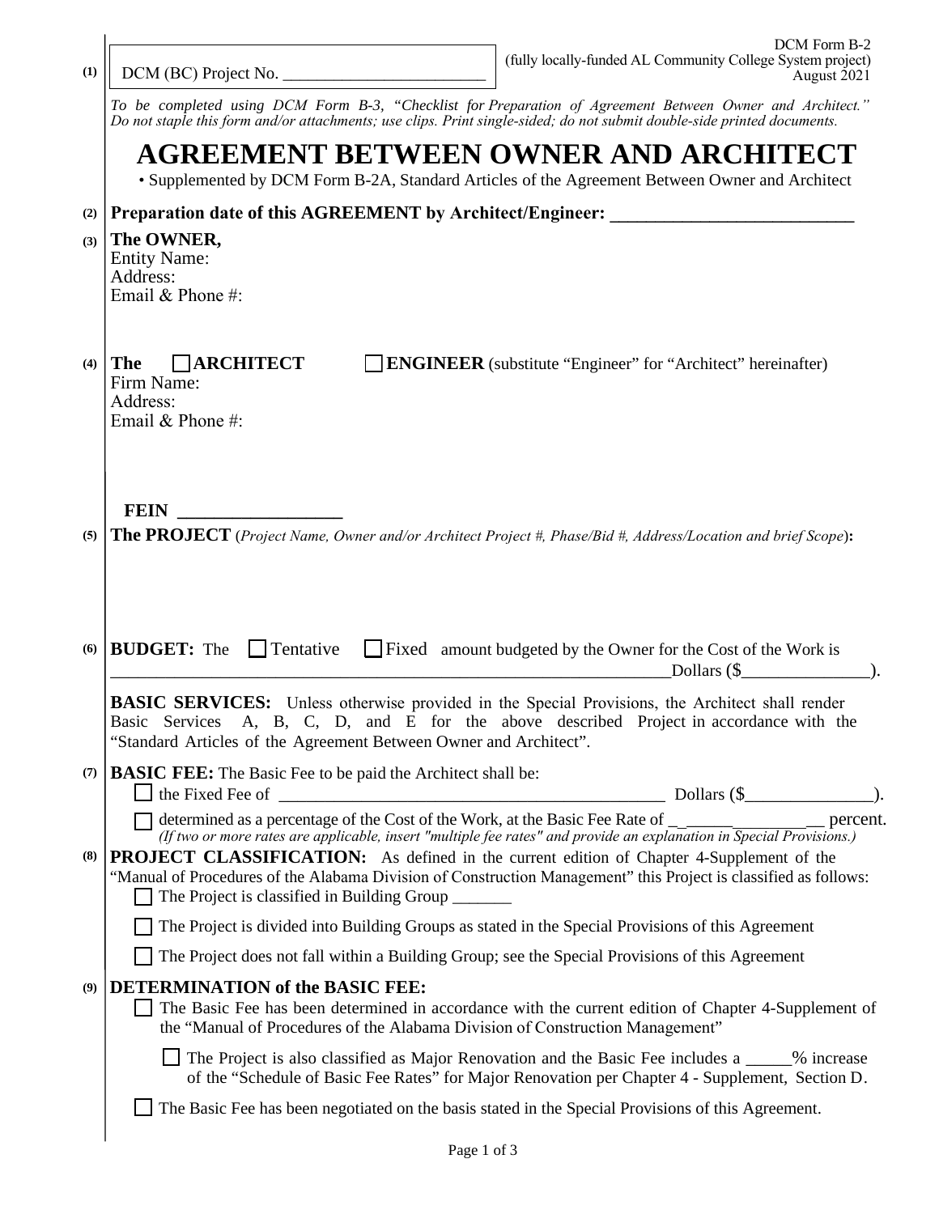(1) DCM (BC) Project No. ________________________

DCM Form B-2
(fully locally-funded AL Community College System project)
August 2021

*To be completed using DCM Form B-3, "Checklist for Preparation of Agreement Between Owner and Architect." Do not staple this form and/or attachments; use clips. Print single-sided; do not submit double-side printed documents.*

# AGREEMENT BETWEEN OWNER AND ARCHITECT

• Supplemented by DCM Form B-2A, Standard Articles of the Agreement Between Owner and Architect

(2) **Preparation date of this AGREEMENT by Architect/Engineer: ___________________________**

(3) **The OWNER,**
Entity Name:
Address:
Email & Phone #:

(4) **The** ☐ **ARCHITECT** ☐ **ENGINEER** (substitute "Engineer" for "Architect" hereinafter)
Firm Name:
Address:
Email & Phone #:

**FEIN __________________**

(5) **The PROJECT** (*Project Name, Owner and/or Architect Project #, Phase/Bid #, Address/Location and brief Scope*)**:**

(6) **BUDGET:** The ☐ Tentative ☐ Fixed amount budgeted by the Owner for the Cost of the Work is _________________________________________________________________Dollars ($_______________).

**BASIC SERVICES:** Unless otherwise provided in the Special Provisions, the Architect shall render Basic Services A, B, C, D, and E for the above described Project in accordance with the "Standard Articles of the Agreement Between Owner and Architect".

(7) **BASIC FEE:** The Basic Fee to be paid the Architect shall be:

☐ the Fixed Fee of _____________________________________________ Dollars ($_______________).

☐ determined as a percentage of the Cost of the Work, at the Basic Fee Rate of ___________________ percent.
*(If two or more rates are applicable, insert "multiple fee rates" and provide an explanation in Special Provisions.)*

(8) **PROJECT CLASSIFICATION:** As defined in the current edition of Chapter 4-Supplement of the "Manual of Procedures of the Alabama Division of Construction Management" this Project is classified as follows:

☐ The Project is classified in Building Group _______

☐ The Project is divided into Building Groups as stated in the Special Provisions of this Agreement

☐ The Project does not fall within a Building Group; see the Special Provisions of this Agreement

(9) **DETERMINATION of the BASIC FEE:**

☐ The Basic Fee has been determined in accordance with the current edition of Chapter 4-Supplement of the "Manual of Procedures of the Alabama Division of Construction Management"

☐ The Project is also classified as Major Renovation and the Basic Fee includes a _____% increase of the "Schedule of Basic Fee Rates" for Major Renovation per Chapter 4 - Supplement, Section D.

☐ The Basic Fee has been negotiated on the basis stated in the Special Provisions of this Agreement.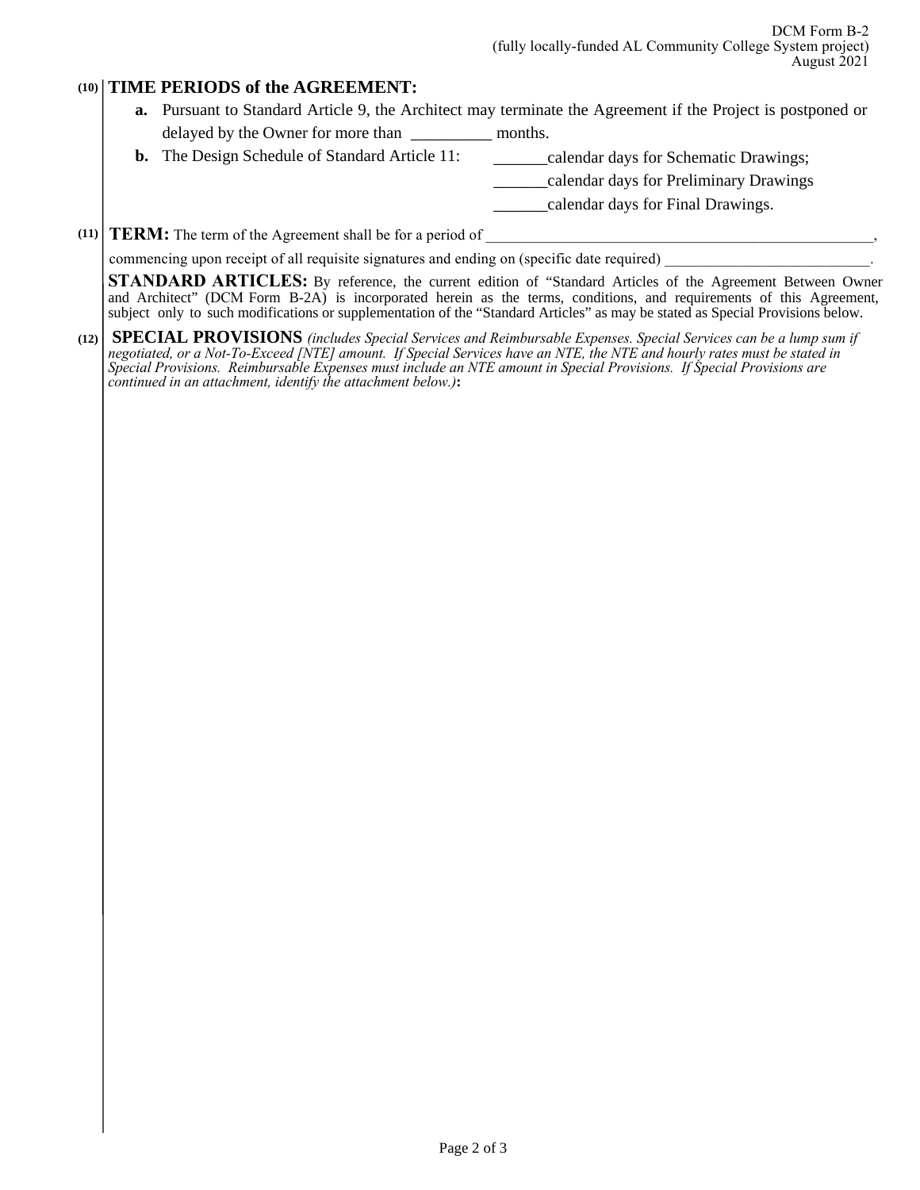(10) **TIME PERIODS of the AGREEMENT:**

**a.** Pursuant to Standard Article 9, the Architect may terminate the Agreement if the Project is postponed or delayed by the Owner for more than __________ months.

**b.** The Design Schedule of Standard Article 11:

______calendar days for Schematic Drawings;

______calendar days for Preliminary Drawings

______calendar days for Final Drawings.

(11) **TERM:** The term of the Agreement shall be for a period of ____________________________________________________, commencing upon receipt of all requisite signatures and ending on (specific date required) ___________________________.

**STANDARD ARTICLES:** By reference, the current edition of "Standard Articles of the Agreement Between Owner and Architect" (DCM Form B-2A) is incorporated herein as the terms, conditions, and requirements of this Agreement, subject only to such modifications or supplementation of the "Standard Articles" as may be stated as Special Provisions below.

(12) **SPECIAL PROVISIONS** *(includes Special Services and Reimbursable Expenses. Special Services can be a lump sum if negotiated, or a Not-To-Exceed [NTE] amount. If Special Services have an NTE, the NTE and hourly rates must be stated in Special Provisions. Reimbursable Expenses must include an NTE amount in Special Provisions. If Special Provisions are continued in an attachment, identify the attachment below.)***:**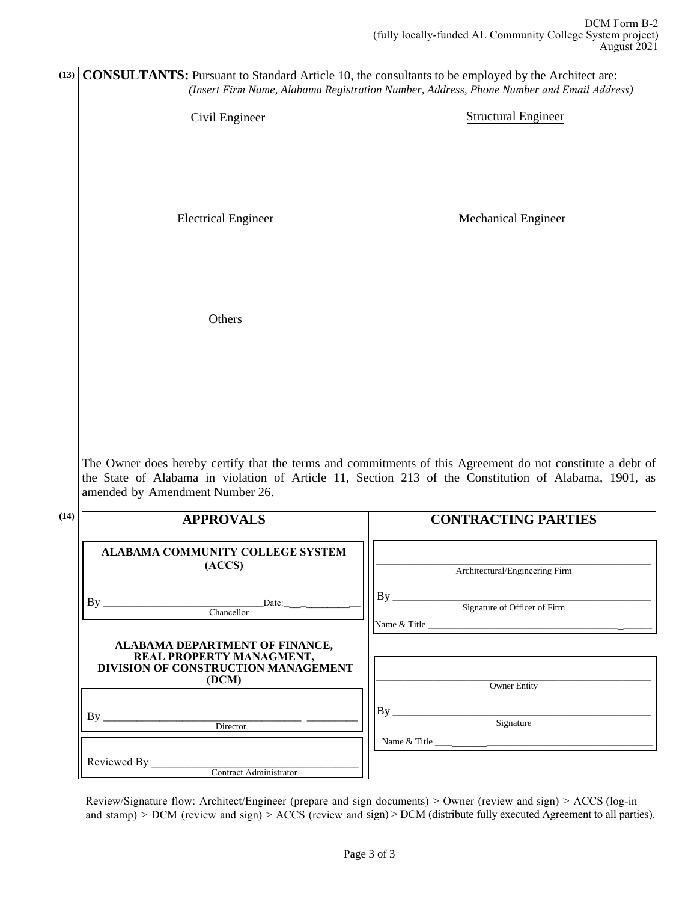**(13) CONSULTANTS:** Pursuant to Standard Article 10, the consultants to be employed by the Architect are:
*(Insert Firm Name, Alabama Registration Number, Address, Phone Number and Email Address)*

Civil Engineer

Structural Engineer

Electrical Engineer

Mechanical Engineer

Others

The Owner does hereby certify that the terms and commitments of this Agreement do not constitute a debt of the State of Alabama in violation of Article 11, Section 213 of the Constitution of Alabama, 1901, as amended by Amendment Number 26.

**(14)**

| APPROVALS | CONTRACTING PARTIES |
|---|---|
| **ALABAMA COMMUNITY COLLEGE SYSTEM (ACCS)**<br><br>By ____________________________ Date: ______________<br>Chancellor | ______________________________________________<br>Architectural/Engineering Firm<br><br>By ____________________________________________<br>Signature of Officer of Firm<br><br>Name & Title ____________________________________ |
| **ALABAMA DEPARTMENT OF FINANCE, REAL PROPERTY MANAGMENT, DIVISION OF CONSTRUCTION MANAGEMENT (DCM)**<br><br>By ____________________________________________<br>Director<br><br>Reviewed By ______________________________<br>Contract Administrator | ______________________________________________<br>Owner Entity<br><br>By ____________________________________________<br>Signature<br><br>Name & Title ____________________________________ |

Review/Signature flow: Architect/Engineer (prepare and sign documents) > Owner (review and sign) > ACCS (log-in and stamp) > DCM (review and sign) > ACCS (review and sign) > DCM (distribute fully executed Agreement to all parties).